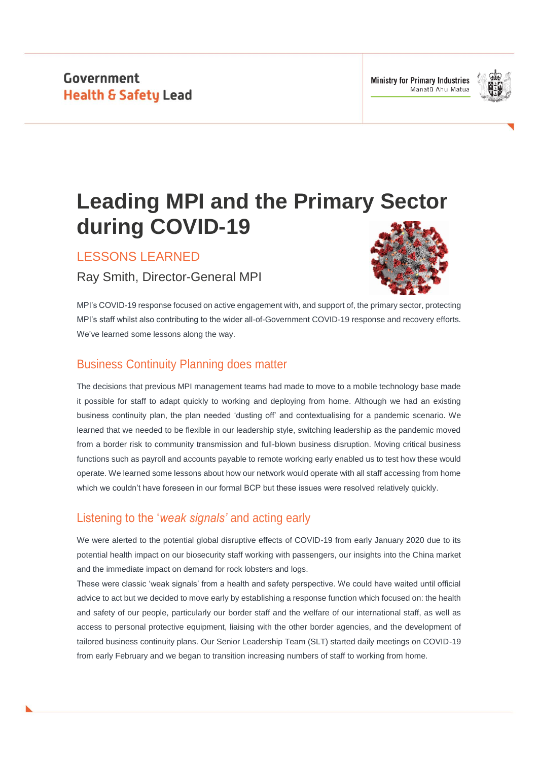Government
Health & Safety Lead

Ministry for Primary Industries
Manatū Ahu Matua

# Leading MPI and the Primary Sector during COVID-19

## LESSONS LEARNED

Ray Smith, Director-General MPI

MPI's COVID-19 response focused on active engagement with, and support of, the primary sector, protecting MPI's staff whilst also contributing to the wider all-of-Government COVID-19 response and recovery efforts. We've learned some lessons along the way.

## Business Continuity Planning does matter

The decisions that previous MPI management teams had made to move to a mobile technology base made it possible for staff to adapt quickly to working and deploying from home. Although we had an existing business continuity plan, the plan needed 'dusting off' and contextualising for a pandemic scenario. We learned that we needed to be flexible in our leadership style, switching leadership as the pandemic moved from a border risk to community transmission and full-blown business disruption. Moving critical business functions such as payroll and accounts payable to remote working early enabled us to test how these would operate. We learned some lessons about how our network would operate with all staff accessing from home which we couldn't have foreseen in our formal BCP but these issues were resolved relatively quickly.

## Listening to the '*weak signals'* and acting early

We were alerted to the potential global disruptive effects of COVID-19 from early January 2020 due to its potential health impact on our biosecurity staff working with passengers, our insights into the China market and the immediate impact on demand for rock lobsters and logs.

These were classic 'weak signals' from a health and safety perspective. We could have waited until official advice to act but we decided to move early by establishing a response function which focused on: the health and safety of our people, particularly our border staff and the welfare of our international staff, as well as access to personal protective equipment, liaising with the other border agencies, and the development of tailored business continuity plans. Our Senior Leadership Team (SLT) started daily meetings on COVID-19 from early February and we began to transition increasing numbers of staff to working from home.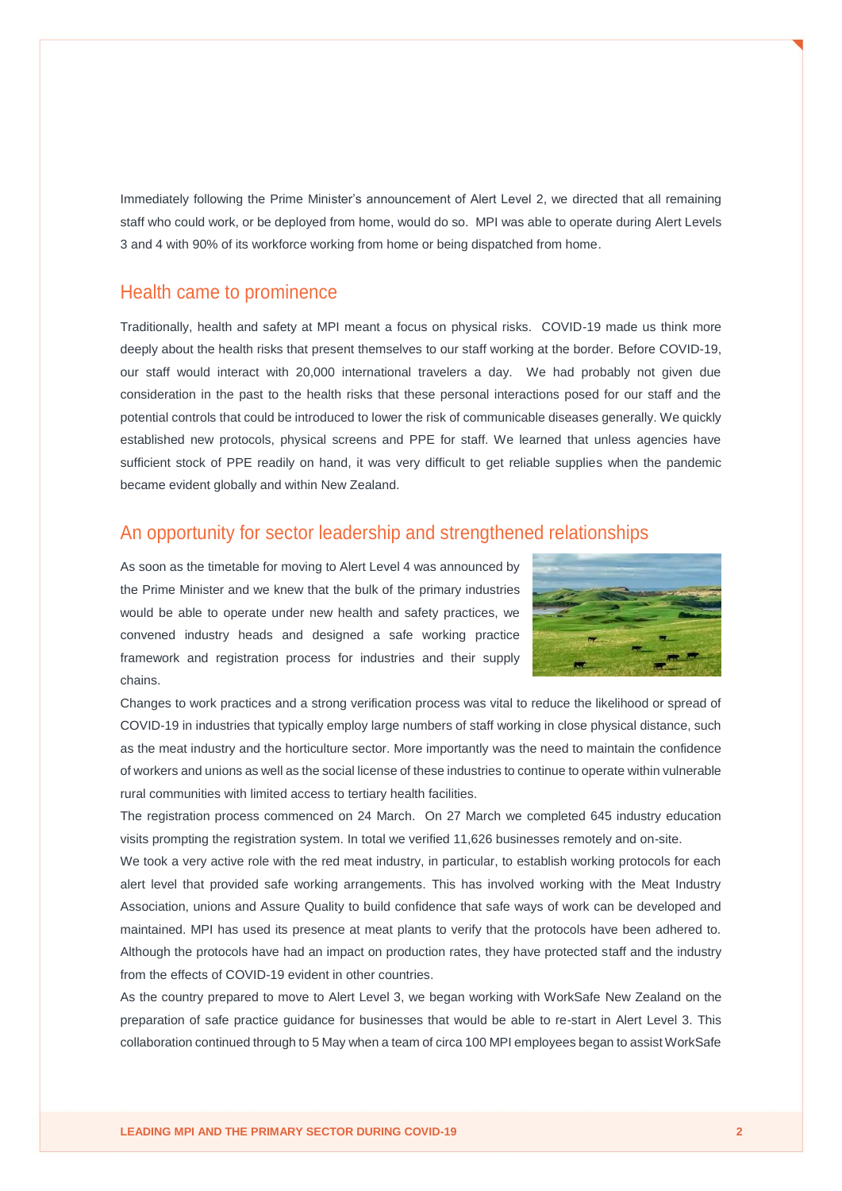Immediately following the Prime Minister's announcement of Alert Level 2, we directed that all remaining staff who could work, or be deployed from home, would do so. MPI was able to operate during Alert Levels 3 and 4 with 90% of its workforce working from home or being dispatched from home.

## Health came to prominence

Traditionally, health and safety at MPI meant a focus on physical risks. COVID-19 made us think more deeply about the health risks that present themselves to our staff working at the border. Before COVID-19, our staff would interact with 20,000 international travelers a day. We had probably not given due consideration in the past to the health risks that these personal interactions posed for our staff and the potential controls that could be introduced to lower the risk of communicable diseases generally. We quickly established new protocols, physical screens and PPE for staff. We learned that unless agencies have sufficient stock of PPE readily on hand, it was very difficult to get reliable supplies when the pandemic became evident globally and within New Zealand.

## An opportunity for sector leadership and strengthened relationships

As soon as the timetable for moving to Alert Level 4 was announced by the Prime Minister and we knew that the bulk of the primary industries would be able to operate under new health and safety practices, we convened industry heads and designed a safe working practice framework and registration process for industries and their supply chains.

Changes to work practices and a strong verification process was vital to reduce the likelihood or spread of COVID-19 in industries that typically employ large numbers of staff working in close physical distance, such as the meat industry and the horticulture sector. More importantly was the need to maintain the confidence of workers and unions as well as the social license of these industries to continue to operate within vulnerable rural communities with limited access to tertiary health facilities.

The registration process commenced on 24 March. On 27 March we completed 645 industry education visits prompting the registration system. In total we verified 11,626 businesses remotely and on-site.

We took a very active role with the red meat industry, in particular, to establish working protocols for each alert level that provided safe working arrangements. This has involved working with the Meat Industry Association, unions and Assure Quality to build confidence that safe ways of work can be developed and maintained. MPI has used its presence at meat plants to verify that the protocols have been adhered to. Although the protocols have had an impact on production rates, they have protected staff and the industry from the effects of COVID-19 evident in other countries.

As the country prepared to move to Alert Level 3, we began working with WorkSafe New Zealand on the preparation of safe practice guidance for businesses that would be able to re-start in Alert Level 3. This collaboration continued through to 5 May when a team of circa 100 MPI employees began to assist WorkSafe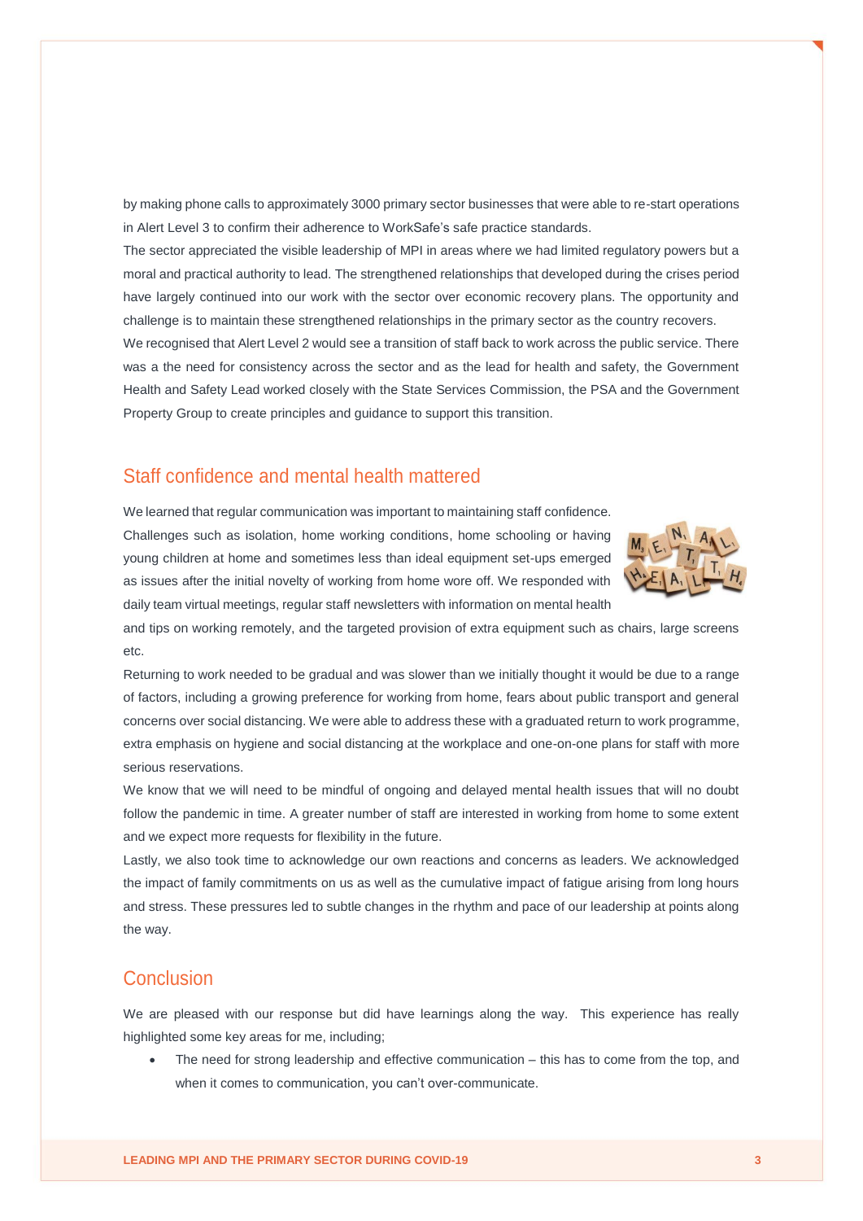by making phone calls to approximately 3000 primary sector businesses that were able to re-start operations in Alert Level 3 to confirm their adherence to WorkSafe's safe practice standards.

The sector appreciated the visible leadership of MPI in areas where we had limited regulatory powers but a moral and practical authority to lead. The strengthened relationships that developed during the crises period have largely continued into our work with the sector over economic recovery plans. The opportunity and challenge is to maintain these strengthened relationships in the primary sector as the country recovers.

We recognised that Alert Level 2 would see a transition of staff back to work across the public service. There was a the need for consistency across the sector and as the lead for health and safety, the Government Health and Safety Lead worked closely with the State Services Commission, the PSA and the Government Property Group to create principles and guidance to support this transition.

## Staff confidence and mental health mattered

We learned that regular communication was important to maintaining staff confidence. Challenges such as isolation, home working conditions, home schooling or having young children at home and sometimes less than ideal equipment set-ups emerged as issues after the initial novelty of working from home wore off. We responded with daily team virtual meetings, regular staff newsletters with information on mental health and tips on working remotely, and the targeted provision of extra equipment such as chairs, large screens etc.

Returning to work needed to be gradual and was slower than we initially thought it would be due to a range of factors, including a growing preference for working from home, fears about public transport and general concerns over social distancing. We were able to address these with a graduated return to work programme, extra emphasis on hygiene and social distancing at the workplace and one-on-one plans for staff with more serious reservations.

We know that we will need to be mindful of ongoing and delayed mental health issues that will no doubt follow the pandemic in time. A greater number of staff are interested in working from home to some extent and we expect more requests for flexibility in the future.

Lastly, we also took time to acknowledge our own reactions and concerns as leaders. We acknowledged the impact of family commitments on us as well as the cumulative impact of fatigue arising from long hours and stress. These pressures led to subtle changes in the rhythm and pace of our leadership at points along the way.

## Conclusion

We are pleased with our response but did have learnings along the way. This experience has really highlighted some key areas for me, including;

- The need for strong leadership and effective communication – this has to come from the top, and when it comes to communication, you can't over-communicate.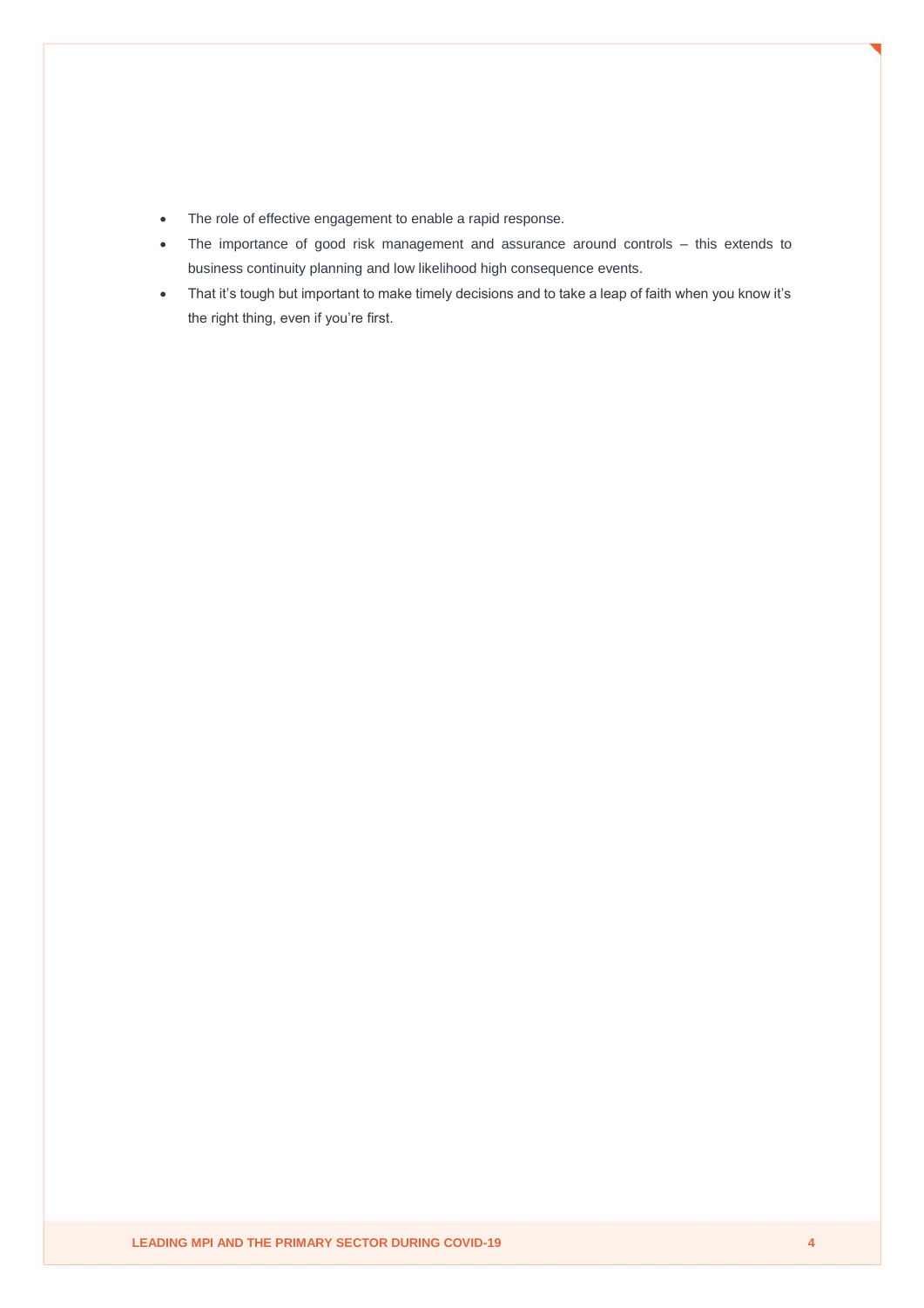- The role of effective engagement to enable a rapid response.
- The importance of good risk management and assurance around controls – this extends to business continuity planning and low likelihood high consequence events.
- That it's tough but important to make timely decisions and to take a leap of faith when you know it's the right thing, even if you're first.